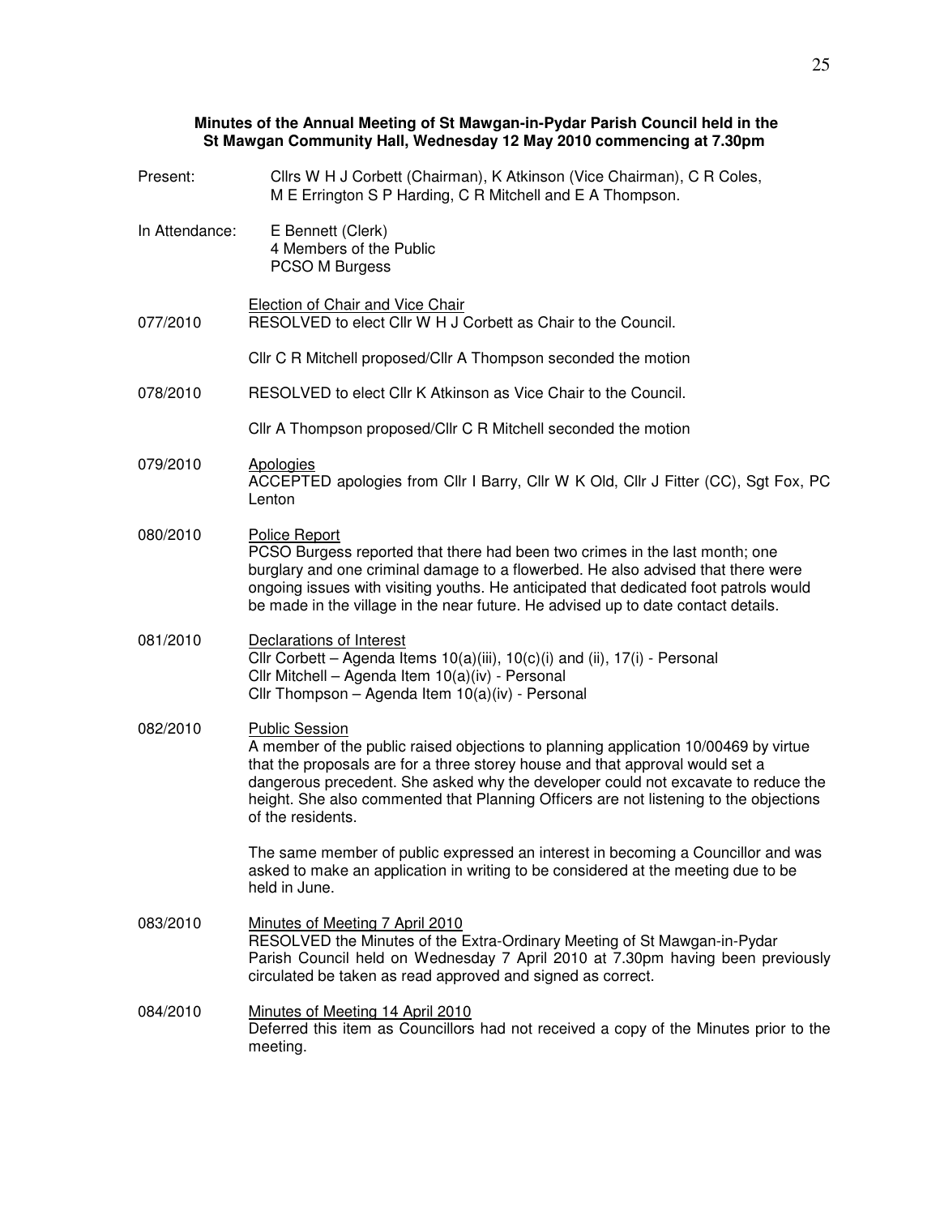**Minutes of the Annual Meeting of St Mawgan-in-Pydar Parish Council held in the St Mawgan Community Hall, Wednesday 12 May 2010 commencing at 7.30pm**

Present: Cllrs W H J Corbett (Chairman), K Atkinson (Vice Chairman), C R Coles, M E Errington S P Harding, C R Mitchell and E A Thompson.

In Attendance: E Bennett (Clerk)
4 Members of the Public
PCSO M Burgess

<u>Election of Chair and Vice Chair</u>

077/2010 RESOLVED to elect Cllr W H J Corbett as Chair to the Council.

Cllr C R Mitchell proposed/Cllr A Thompson seconded the motion

078/2010 RESOLVED to elect Cllr K Atkinson as Vice Chair to the Council.

Cllr A Thompson proposed/Cllr C R Mitchell seconded the motion

079/2010 <u>Apologies</u>
ACCEPTED apologies from Cllr I Barry, Cllr W K Old, Cllr J Fitter (CC), Sgt Fox, PC Lenton

080/2010 <u>Police Report</u>
PCSO Burgess reported that there had been two crimes in the last month; one burglary and one criminal damage to a flowerbed. He also advised that there were ongoing issues with visiting youths. He anticipated that dedicated foot patrols would be made in the village in the near future. He advised up to date contact details.

081/2010 <u>Declarations of Interest</u>
Cllr Corbett – Agenda Items 10(a)(iii), 10(c)(i) and (ii), 17(i) - Personal
Cllr Mitchell – Agenda Item 10(a)(iv) - Personal
Cllr Thompson – Agenda Item 10(a)(iv) - Personal

082/2010 <u>Public Session</u>
A member of the public raised objections to planning application 10/00469 by virtue that the proposals are for a three storey house and that approval would set a dangerous precedent. She asked why the developer could not excavate to reduce the height. She also commented that Planning Officers are not listening to the objections of the residents.

The same member of public expressed an interest in becoming a Councillor and was asked to make an application in writing to be considered at the meeting due to be held in June.

083/2010 <u>Minutes of Meeting 7 April 2010</u>
RESOLVED the Minutes of the Extra-Ordinary Meeting of St Mawgan-in-Pydar Parish Council held on Wednesday 7 April 2010 at 7.30pm having been previously circulated be taken as read approved and signed as correct.

084/2010 <u>Minutes of Meeting 14 April 2010</u>
Deferred this item as Councillors had not received a copy of the Minutes prior to the meeting.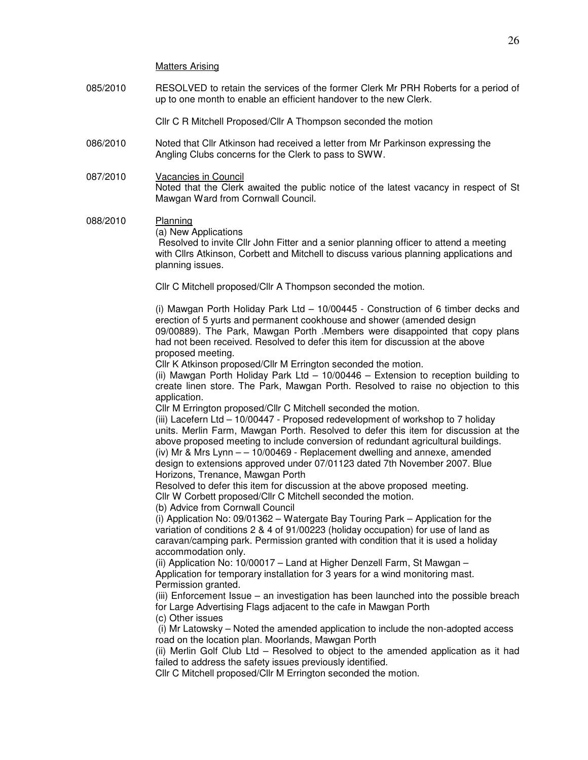Matters Arising

085/2010 RESOLVED to retain the services of the former Clerk Mr PRH Roberts for a period of up to one month to enable an efficient handover to the new Clerk.

Cllr C R Mitchell Proposed/Cllr A Thompson seconded the motion

086/2010 Noted that Cllr Atkinson had received a letter from Mr Parkinson expressing the Angling Clubs concerns for the Clerk to pass to SWW.

087/2010 Vacancies in Council
Noted that the Clerk awaited the public notice of the latest vacancy in respect of St Mawgan Ward from Cornwall Council.

088/2010 Planning
(a) New Applications
Resolved to invite Cllr John Fitter and a senior planning officer to attend a meeting with Cllrs Atkinson, Corbett and Mitchell to discuss various planning applications and planning issues.

Cllr C Mitchell proposed/Cllr A Thompson seconded the motion.

(i) Mawgan Porth Holiday Park Ltd – 10/00445 - Construction of 6 timber decks and erection of 5 yurts and permanent cookhouse and shower (amended design 09/00889). The Park, Mawgan Porth .Members were disappointed that copy plans had not been received. Resolved to defer this item for discussion at the above proposed meeting.
Cllr K Atkinson proposed/Cllr M Errington seconded the motion.
(ii) Mawgan Porth Holiday Park Ltd – 10/00446 – Extension to reception building to create linen store. The Park, Mawgan Porth. Resolved to raise no objection to this application.
Cllr M Errington proposed/Cllr C Mitchell seconded the motion.
(iii) Lacefern Ltd – 10/00447 - Proposed redevelopment of workshop to 7 holiday units. Merlin Farm, Mawgan Porth. Resolved to defer this item for discussion at the above proposed meeting to include conversion of redundant agricultural buildings.
(iv) Mr & Mrs Lynn – – 10/00469 - Replacement dwelling and annexe, amended design to extensions approved under 07/01123 dated 7th November 2007. Blue Horizons, Trenance, Mawgan Porth
Resolved to defer this item for discussion at the above proposed meeting.
Cllr W Corbett proposed/Cllr C Mitchell seconded the motion.
(b) Advice from Cornwall Council
(i) Application No: 09/01362 – Watergate Bay Touring Park – Application for the variation of conditions 2 & 4 of 91/00223 (holiday occupation) for use of land as caravan/camping park. Permission granted with condition that it is used a holiday accommodation only.
(ii) Application No: 10/00017 – Land at Higher Denzell Farm, St Mawgan – Application for temporary installation for 3 years for a wind monitoring mast. Permission granted.
(iii) Enforcement Issue – an investigation has been launched into the possible breach for Large Advertising Flags adjacent to the cafe in Mawgan Porth
(c) Other issues
(i) Mr Latowsky – Noted the amended application to include the non-adopted access road on the location plan. Moorlands, Mawgan Porth
(ii) Merlin Golf Club Ltd – Resolved to object to the amended application as it had failed to address the safety issues previously identified.
Cllr C Mitchell proposed/Cllr M Errington seconded the motion.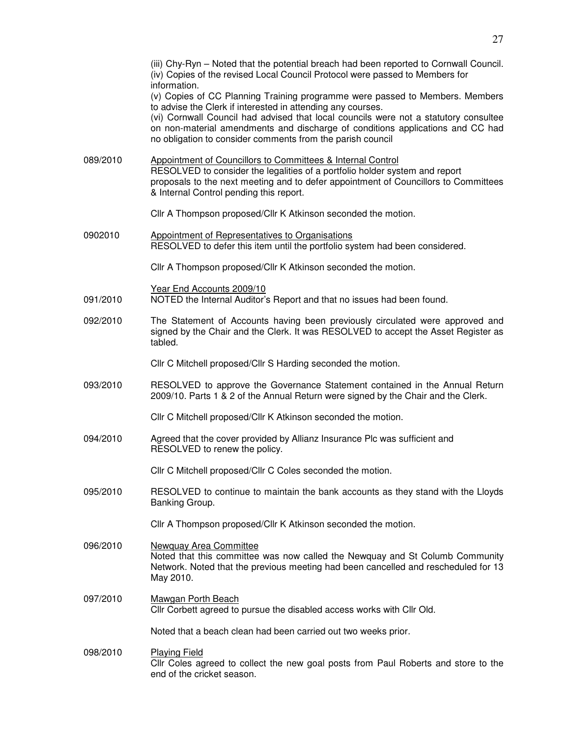(iii) Chy-Ryn – Noted that the potential breach had been reported to Cornwall Council.
(iv) Copies of the revised Local Council Protocol were passed to Members for information.
(v) Copies of CC Planning Training programme were passed to Members. Members to advise the Clerk if interested in attending any courses.
(vi) Cornwall Council had advised that local councils were not a statutory consultee on non-material amendments and discharge of conditions applications and CC had no obligation to consider comments from the parish council

089/2010 Appointment of Councillors to Committees & Internal Control
RESOLVED to consider the legalities of a portfolio holder system and report proposals to the next meeting and to defer appointment of Councillors to Committees & Internal Control pending this report.

Cllr A Thompson proposed/Cllr K Atkinson seconded the motion.

0902010 Appointment of Representatives to Organisations
RESOLVED to defer this item until the portfolio system had been considered.

Cllr A Thompson proposed/Cllr K Atkinson seconded the motion.

Year End Accounts 2009/10

091/2010 NOTED the Internal Auditor's Report and that no issues had been found.

092/2010 The Statement of Accounts having been previously circulated were approved and signed by the Chair and the Clerk. It was RESOLVED to accept the Asset Register as tabled.

Cllr C Mitchell proposed/Cllr S Harding seconded the motion.

093/2010 RESOLVED to approve the Governance Statement contained in the Annual Return 2009/10. Parts 1 & 2 of the Annual Return were signed by the Chair and the Clerk.

Cllr C Mitchell proposed/Cllr K Atkinson seconded the motion.

094/2010 Agreed that the cover provided by Allianz Insurance Plc was sufficient and RESOLVED to renew the policy.

Cllr C Mitchell proposed/Cllr C Coles seconded the motion.

095/2010 RESOLVED to continue to maintain the bank accounts as they stand with the Lloyds Banking Group.

Cllr A Thompson proposed/Cllr K Atkinson seconded the motion.

096/2010 Newquay Area Committee
Noted that this committee was now called the Newquay and St Columb Community Network. Noted that the previous meeting had been cancelled and rescheduled for 13 May 2010.

097/2010 Mawgan Porth Beach
Cllr Corbett agreed to pursue the disabled access works with Cllr Old.

Noted that a beach clean had been carried out two weeks prior.

098/2010 Playing Field
Cllr Coles agreed to collect the new goal posts from Paul Roberts and store to the end of the cricket season.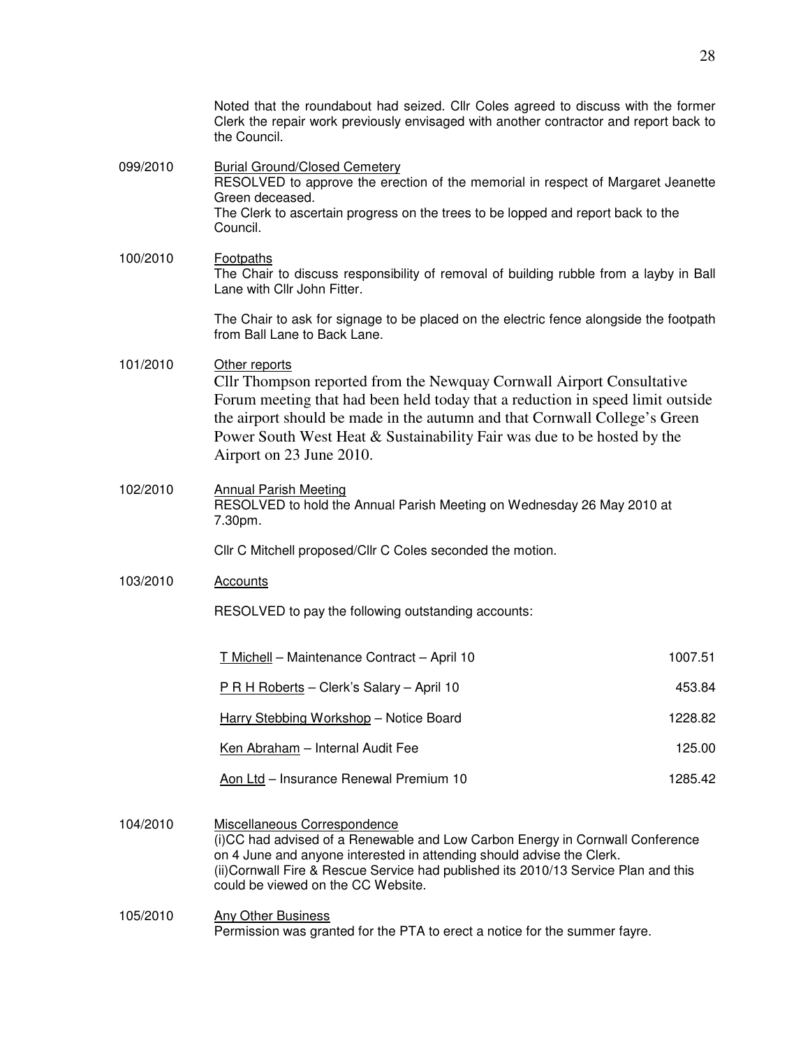Noted that the roundabout had seized. Cllr Coles agreed to discuss with the former Clerk the repair work previously envisaged with another contractor and report back to the Council.

099/2010 Burial Ground/Closed Cemetery

RESOLVED to approve the erection of the memorial in respect of Margaret Jeanette Green deceased.
The Clerk to ascertain progress on the trees to be lopped and report back to the Council.

100/2010 Footpaths

The Chair to discuss responsibility of removal of building rubble from a layby in Ball Lane with Cllr John Fitter.

The Chair to ask for signage to be placed on the electric fence alongside the footpath from Ball Lane to Back Lane.

101/2010 Other reports

Cllr Thompson reported from the Newquay Cornwall Airport Consultative Forum meeting that had been held today that a reduction in speed limit outside the airport should be made in the autumn and that Cornwall College's Green Power South West Heat & Sustainability Fair was due to be hosted by the Airport on 23 June 2010.

102/2010 Annual Parish Meeting

RESOLVED to hold the Annual Parish Meeting on Wednesday 26 May 2010 at 7.30pm.

Cllr C Mitchell proposed/Cllr C Coles seconded the motion.

103/2010 Accounts

RESOLVED to pay the following outstanding accounts:

| | |
|---|---:|
| T Michell – Maintenance Contract – April 10 | 1007.51 |
| P R H Roberts – Clerk's Salary – April 10 | 453.84 |
| Harry Stebbing Workshop – Notice Board | 1228.82 |
| Ken Abraham – Internal Audit Fee | 125.00 |
| Aon Ltd – Insurance Renewal Premium 10 | 1285.42 |

104/2010 Miscellaneous Correspondence

(i)CC had advised of a Renewable and Low Carbon Energy in Cornwall Conference on 4 June and anyone interested in attending should advise the Clerk.
(ii)Cornwall Fire & Rescue Service had published its 2010/13 Service Plan and this could be viewed on the CC Website.

105/2010 Any Other Business

Permission was granted for the PTA to erect a notice for the summer fayre.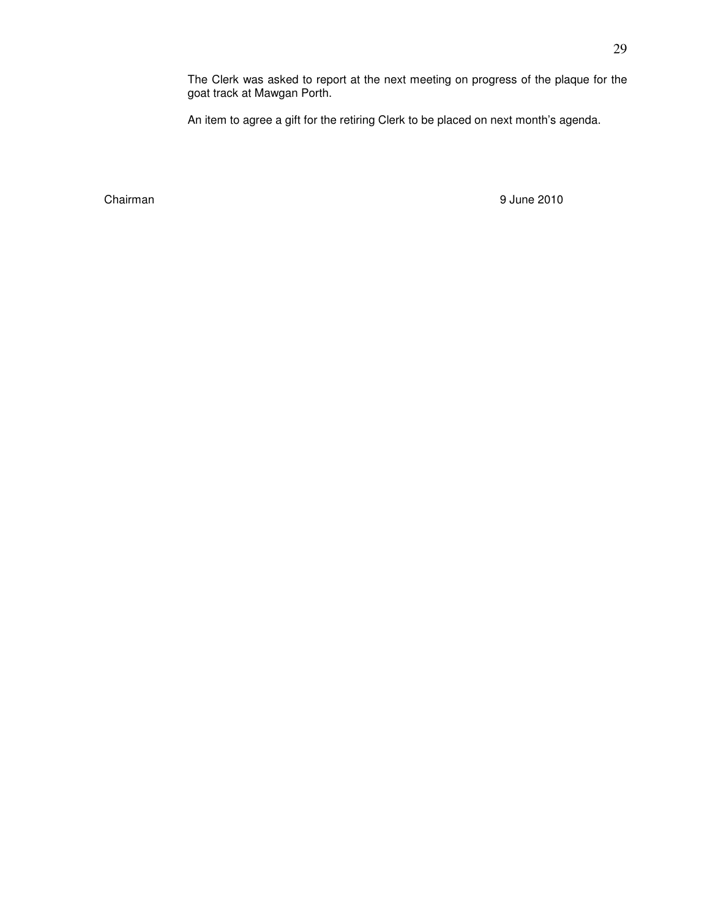The Clerk was asked to report at the next meeting on progress of the plaque for the goat track at Mawgan Porth.

An item to agree a gift for the retiring Clerk to be placed on next month's agenda.

Chairman 9 June 2010